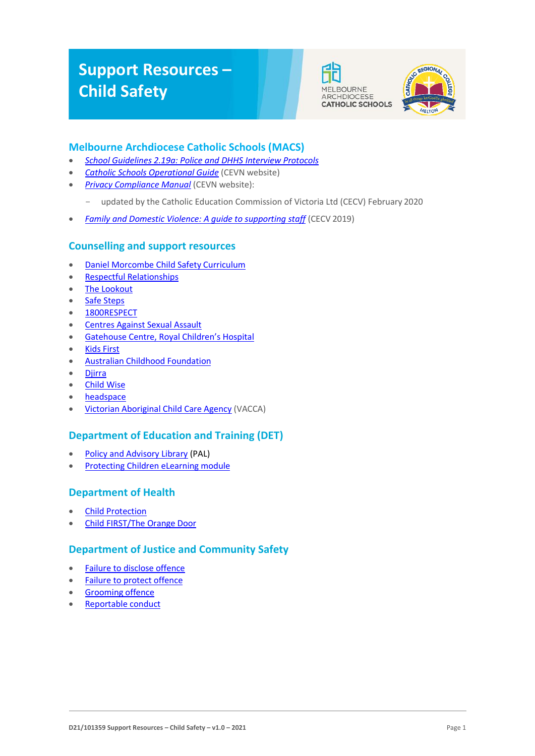# Support Resources – Child Safety

## Melbourne Archdiocese Catholic Schools (MACS)

- *School Guidelines 2.19a: Police and DHHS Interview Protocols*
- *Catholic Schools Operational Guide* (CEVN website)
- *Privacy Compliance Manual* (CEVN website):
  - updated by the Catholic Education Commission of Victoria Ltd (CECV) February 2020
- *Family and Domestic Violence: A guide to supporting staff* (CECV 2019)

## Counselling and support resources

- Daniel Morcombe Child Safety Curriculum
- Respectful Relationships
- The Lookout
- Safe Steps
- 1800RESPECT
- Centres Against Sexual Assault
- Gatehouse Centre, Royal Children's Hospital
- Kids First
- Australian Childhood Foundation
- Djirra
- Child Wise
- headspace
- Victorian Aboriginal Child Care Agency (VACCA)

## Department of Education and Training (DET)

- Policy and Advisory Library (PAL)
- Protecting Children eLearning module

## Department of Health

- Child Protection
- Child FIRST/The Orange Door

## Department of Justice and Community Safety

- Failure to disclose offence
- Failure to protect offence
- Grooming offence
- Reportable conduct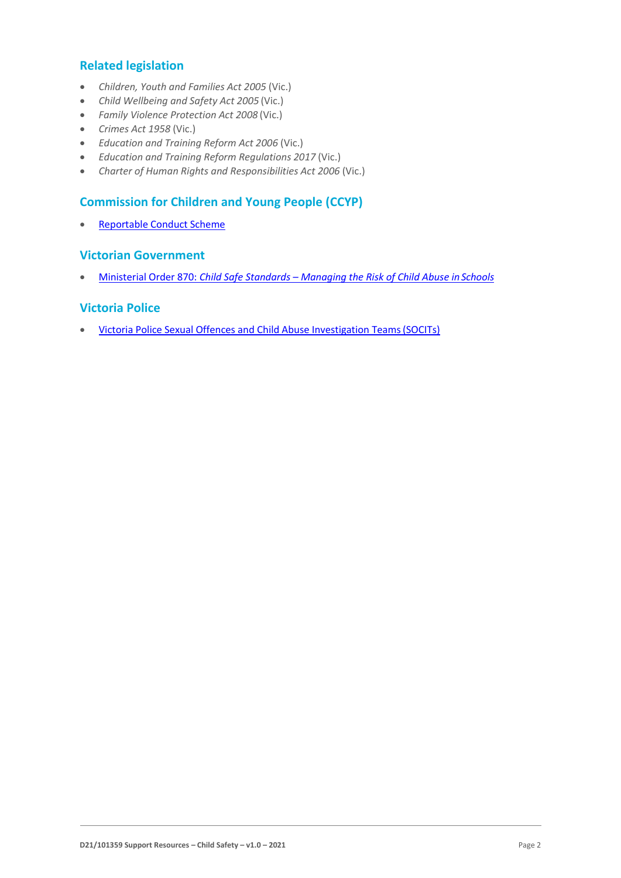## Related legislation

- *Children, Youth and Families Act 2005* (Vic.)
- *Child Wellbeing and Safety Act 2005* (Vic.)
- *Family Violence Protection Act 2008* (Vic.)
- *Crimes Act 1958* (Vic.)
- *Education and Training Reform Act 2006* (Vic.)
- *Education and Training Reform Regulations 2017* (Vic.)
- *Charter of Human Rights and Responsibilities Act 2006* (Vic.)

## Commission for Children and Young People (CCYP)

- Reportable Conduct Scheme

## Victorian Government

- Ministerial Order 870: *Child Safe Standards – Managing the Risk of Child Abuse in Schools*

## Victoria Police

- Victoria Police Sexual Offences and Child Abuse Investigation Teams (SOCITs)